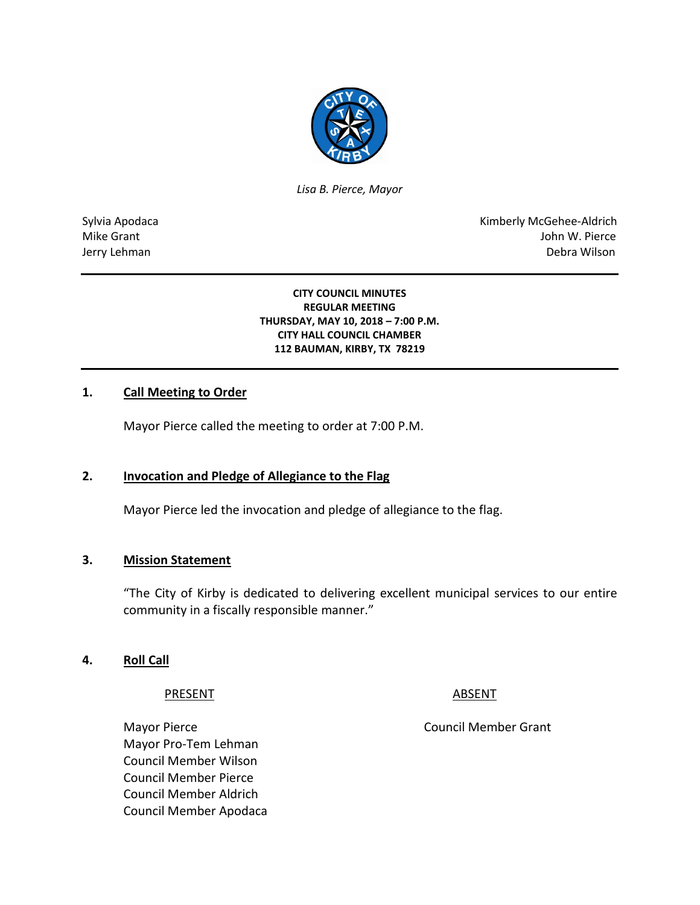*Lisa B. Pierce, Mayor*

Sylvia Apodaca
Mike Grant
Jerry Lehman

Kimberly McGehee-Aldrich
John W. Pierce
Debra Wilson

---

**CITY COUNCIL MINUTES**
**REGULAR MEETING**
**THURSDAY, MAY 10, 2018 – 7:00 P.M.**
**CITY HALL COUNCIL CHAMBER**
**112 BAUMAN, KIRBY, TX 78219**

---

## 1. Call Meeting to Order

Mayor Pierce called the meeting to order at 7:00 P.M.

## 2. Invocation and Pledge of Allegiance to the Flag

Mayor Pierce led the invocation and pledge of allegiance to the flag.

## 3. Mission Statement

"The City of Kirby is dedicated to delivering excellent municipal services to our entire community in a fiscally responsible manner."

## 4. Roll Call

| PRESENT | ABSENT |
| --- | --- |
| Mayor Pierce | Council Member Grant |
| Mayor Pro-Tem Lehman | |
| Council Member Wilson | |
| Council Member Pierce | |
| Council Member Aldrich | |
| Council Member Apodaca | |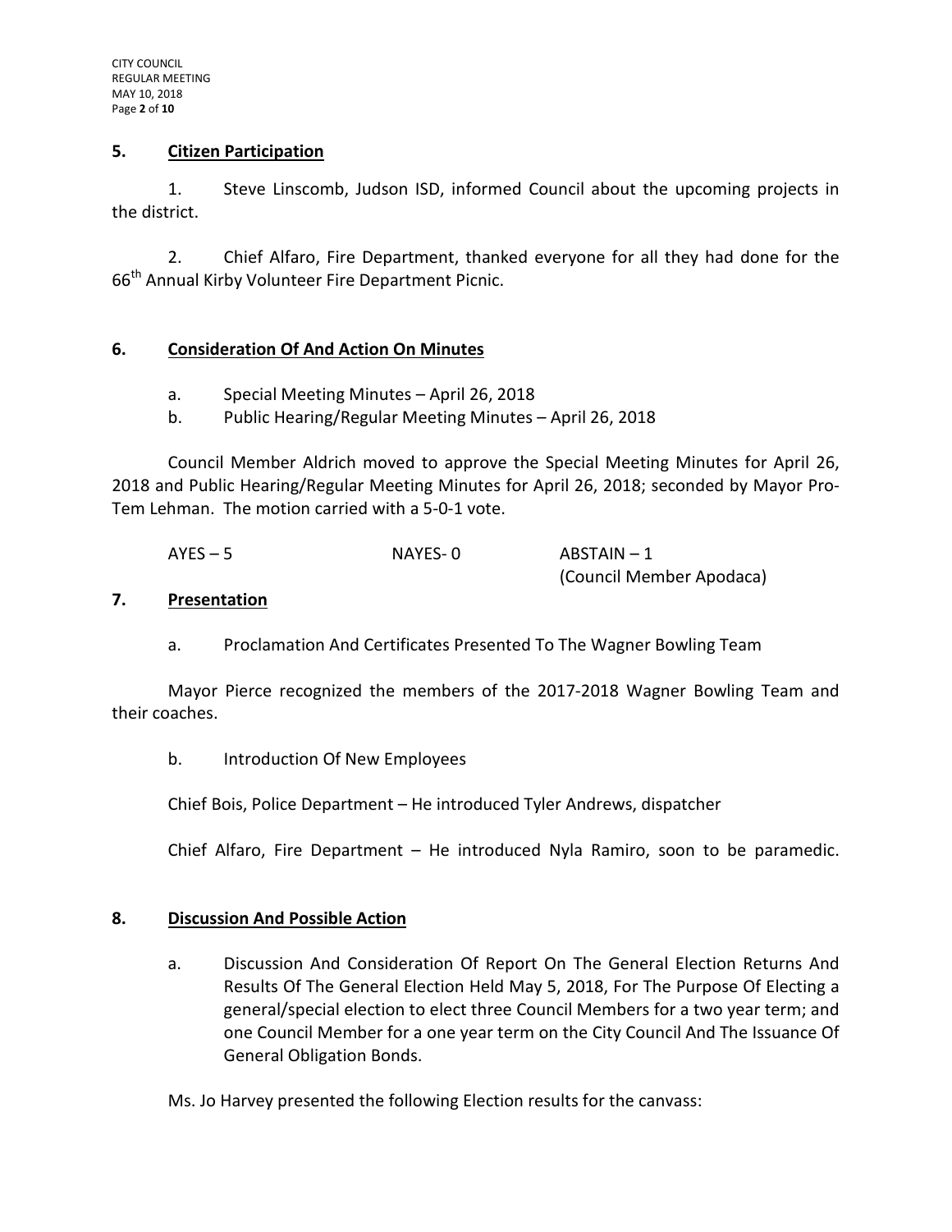## 5. Citizen Participation

1. Steve Linscomb, Judson ISD, informed Council about the upcoming projects in the district.

2. Chief Alfaro, Fire Department, thanked everyone for all they had done for the 66th Annual Kirby Volunteer Fire Department Picnic.

## 6. Consideration Of And Action On Minutes

a. Special Meeting Minutes – April 26, 2018

b. Public Hearing/Regular Meeting Minutes – April 26, 2018

Council Member Aldrich moved to approve the Special Meeting Minutes for April 26, 2018 and Public Hearing/Regular Meeting Minutes for April 26, 2018; seconded by Mayor Pro-Tem Lehman. The motion carried with a 5-0-1 vote.

| AYES – 5 | NAYES- 0 | ABSTAIN – 1 (Council Member Apodaca) |
|---|---|---|

## 7. Presentation

a. Proclamation And Certificates Presented To The Wagner Bowling Team

Mayor Pierce recognized the members of the 2017-2018 Wagner Bowling Team and their coaches.

b. Introduction Of New Employees

Chief Bois, Police Department – He introduced Tyler Andrews, dispatcher

Chief Alfaro, Fire Department – He introduced Nyla Ramiro, soon to be paramedic.

## 8. Discussion And Possible Action

a. Discussion And Consideration Of Report On The General Election Returns And Results Of The General Election Held May 5, 2018, For The Purpose Of Electing a general/special election to elect three Council Members for a two year term; and one Council Member for a one year term on the City Council And The Issuance Of General Obligation Bonds.

Ms. Jo Harvey presented the following Election results for the canvass: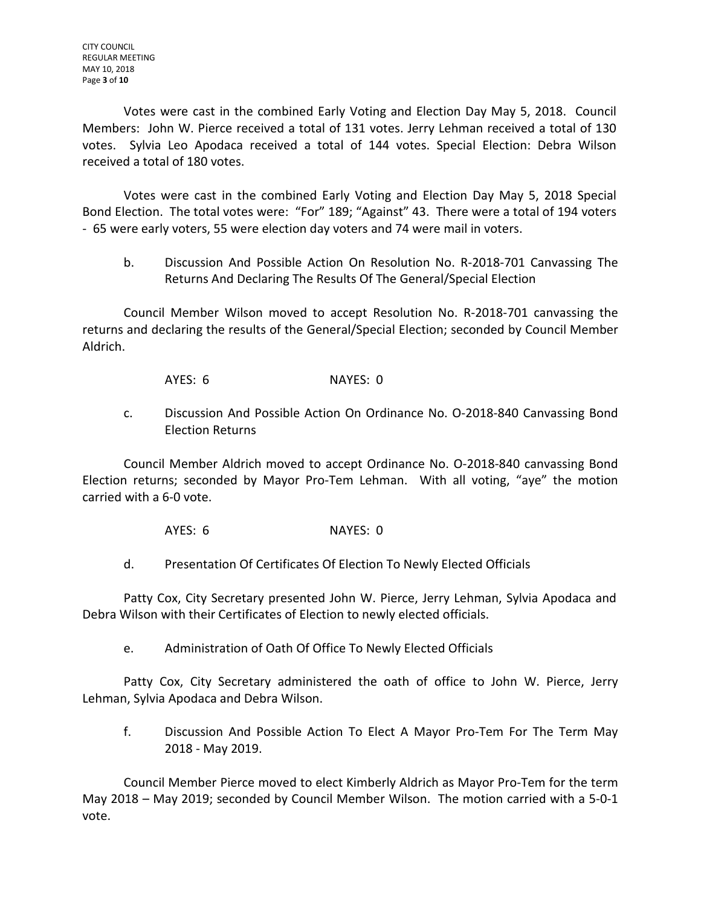Votes were cast in the combined Early Voting and Election Day May 5, 2018. Council Members: John W. Pierce received a total of 131 votes. Jerry Lehman received a total of 130 votes. Sylvia Leo Apodaca received a total of 144 votes. Special Election: Debra Wilson received a total of 180 votes.

Votes were cast in the combined Early Voting and Election Day May 5, 2018 Special Bond Election. The total votes were: "For" 189; "Against" 43. There were a total of 194 voters - 65 were early voters, 55 were election day voters and 74 were mail in voters.

b. Discussion And Possible Action On Resolution No. R-2018-701 Canvassing The Returns And Declaring The Results Of The General/Special Election

Council Member Wilson moved to accept Resolution No. R-2018-701 canvassing the returns and declaring the results of the General/Special Election; seconded by Council Member Aldrich.

AYES: 6 NAYES: 0

c. Discussion And Possible Action On Ordinance No. O-2018-840 Canvassing Bond Election Returns

Council Member Aldrich moved to accept Ordinance No. O-2018-840 canvassing Bond Election returns; seconded by Mayor Pro-Tem Lehman. With all voting, "aye" the motion carried with a 6-0 vote.

AYES: 6 NAYES: 0

d. Presentation Of Certificates Of Election To Newly Elected Officials

Patty Cox, City Secretary presented John W. Pierce, Jerry Lehman, Sylvia Apodaca and Debra Wilson with their Certificates of Election to newly elected officials.

e. Administration of Oath Of Office To Newly Elected Officials

Patty Cox, City Secretary administered the oath of office to John W. Pierce, Jerry Lehman, Sylvia Apodaca and Debra Wilson.

f. Discussion And Possible Action To Elect A Mayor Pro-Tem For The Term May 2018 - May 2019.

Council Member Pierce moved to elect Kimberly Aldrich as Mayor Pro-Tem for the term May 2018 – May 2019; seconded by Council Member Wilson. The motion carried with a 5-0-1 vote.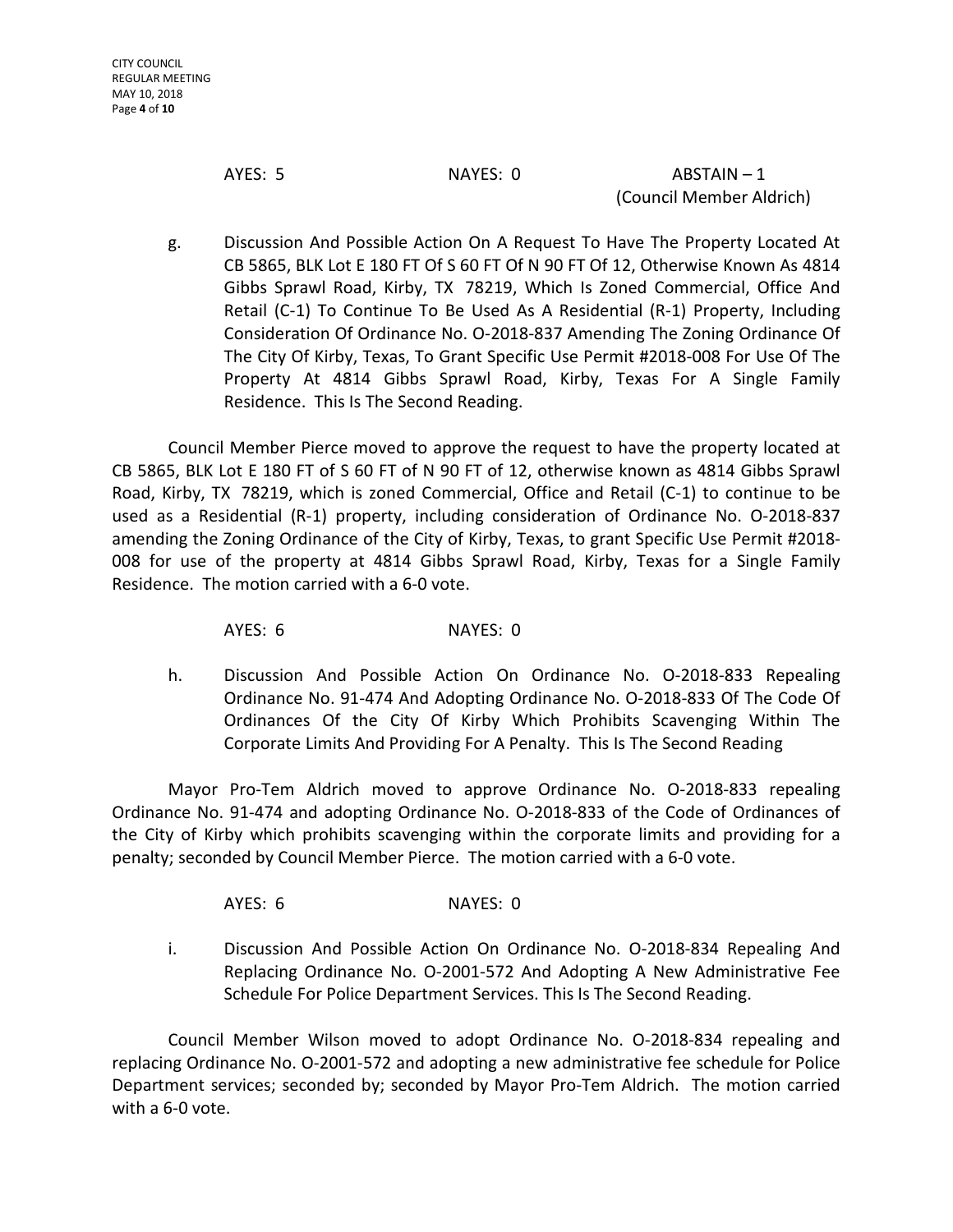AYES: 5 NAYES: 0 ABSTAIN – 1 (Council Member Aldrich)

g. Discussion And Possible Action On A Request To Have The Property Located At CB 5865, BLK Lot E 180 FT Of S 60 FT Of N 90 FT Of 12, Otherwise Known As 4814 Gibbs Sprawl Road, Kirby, TX 78219, Which Is Zoned Commercial, Office And Retail (C-1) To Continue To Be Used As A Residential (R-1) Property, Including Consideration Of Ordinance No. O-2018-837 Amending The Zoning Ordinance Of The City Of Kirby, Texas, To Grant Specific Use Permit #2018-008 For Use Of The Property At 4814 Gibbs Sprawl Road, Kirby, Texas For A Single Family Residence. This Is The Second Reading.

Council Member Pierce moved to approve the request to have the property located at CB 5865, BLK Lot E 180 FT of S 60 FT of N 90 FT of 12, otherwise known as 4814 Gibbs Sprawl Road, Kirby, TX 78219, which is zoned Commercial, Office and Retail (C-1) to continue to be used as a Residential (R-1) property, including consideration of Ordinance No. O-2018-837 amending the Zoning Ordinance of the City of Kirby, Texas, to grant Specific Use Permit #2018-008 for use of the property at 4814 Gibbs Sprawl Road, Kirby, Texas for a Single Family Residence. The motion carried with a 6-0 vote.

AYES: 6 NAYES: 0

h. Discussion And Possible Action On Ordinance No. O-2018-833 Repealing Ordinance No. 91-474 And Adopting Ordinance No. O-2018-833 Of The Code Of Ordinances Of the City Of Kirby Which Prohibits Scavenging Within The Corporate Limits And Providing For A Penalty. This Is The Second Reading

Mayor Pro-Tem Aldrich moved to approve Ordinance No. O-2018-833 repealing Ordinance No. 91-474 and adopting Ordinance No. O-2018-833 of the Code of Ordinances of the City of Kirby which prohibits scavenging within the corporate limits and providing for a penalty; seconded by Council Member Pierce. The motion carried with a 6-0 vote.

AYES: 6 NAYES: 0

i. Discussion And Possible Action On Ordinance No. O-2018-834 Repealing And Replacing Ordinance No. O-2001-572 And Adopting A New Administrative Fee Schedule For Police Department Services. This Is The Second Reading.

Council Member Wilson moved to adopt Ordinance No. O-2018-834 repealing and replacing Ordinance No. O-2001-572 and adopting a new administrative fee schedule for Police Department services; seconded by; seconded by Mayor Pro-Tem Aldrich. The motion carried with a 6-0 vote.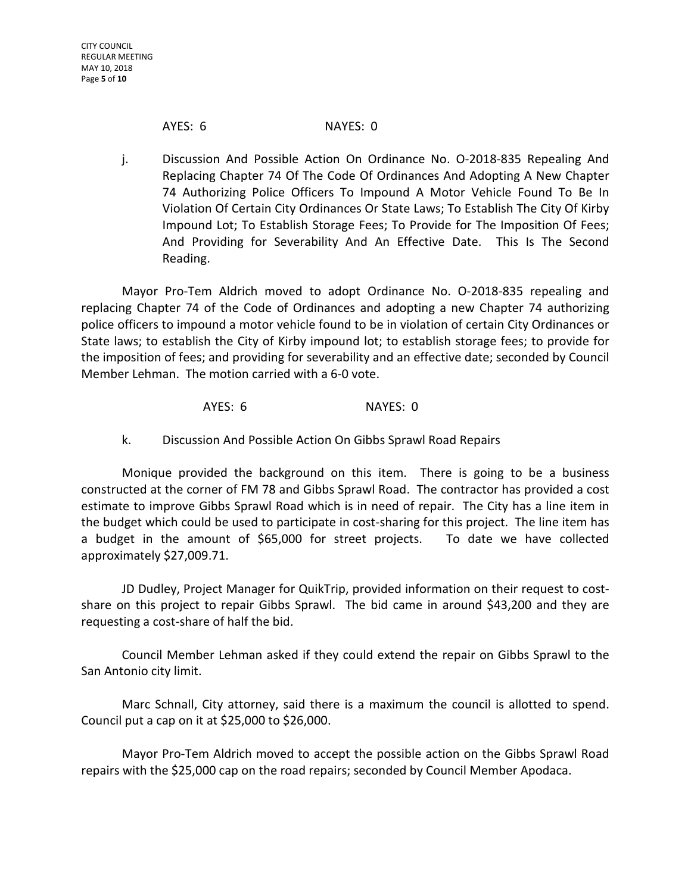AYES: 6 NAYES: 0

j. Discussion And Possible Action On Ordinance No. O-2018-835 Repealing And Replacing Chapter 74 Of The Code Of Ordinances And Adopting A New Chapter 74 Authorizing Police Officers To Impound A Motor Vehicle Found To Be In Violation Of Certain City Ordinances Or State Laws; To Establish The City Of Kirby Impound Lot; To Establish Storage Fees; To Provide for The Imposition Of Fees; And Providing for Severability And An Effective Date. This Is The Second Reading.

Mayor Pro-Tem Aldrich moved to adopt Ordinance No. O-2018-835 repealing and replacing Chapter 74 of the Code of Ordinances and adopting a new Chapter 74 authorizing police officers to impound a motor vehicle found to be in violation of certain City Ordinances or State laws; to establish the City of Kirby impound lot; to establish storage fees; to provide for the imposition of fees; and providing for severability and an effective date; seconded by Council Member Lehman. The motion carried with a 6-0 vote.

AYES: 6 NAYES: 0

k. Discussion And Possible Action On Gibbs Sprawl Road Repairs

Monique provided the background on this item. There is going to be a business constructed at the corner of FM 78 and Gibbs Sprawl Road. The contractor has provided a cost estimate to improve Gibbs Sprawl Road which is in need of repair. The City has a line item in the budget which could be used to participate in cost-sharing for this project. The line item has a budget in the amount of $65,000 for street projects. To date we have collected approximately $27,009.71.

JD Dudley, Project Manager for QuikTrip, provided information on their request to cost-share on this project to repair Gibbs Sprawl. The bid came in around $43,200 and they are requesting a cost-share of half the bid.

Council Member Lehman asked if they could extend the repair on Gibbs Sprawl to the San Antonio city limit.

Marc Schnall, City attorney, said there is a maximum the council is allotted to spend. Council put a cap on it at $25,000 to $26,000.

Mayor Pro-Tem Aldrich moved to accept the possible action on the Gibbs Sprawl Road repairs with the $25,000 cap on the road repairs; seconded by Council Member Apodaca.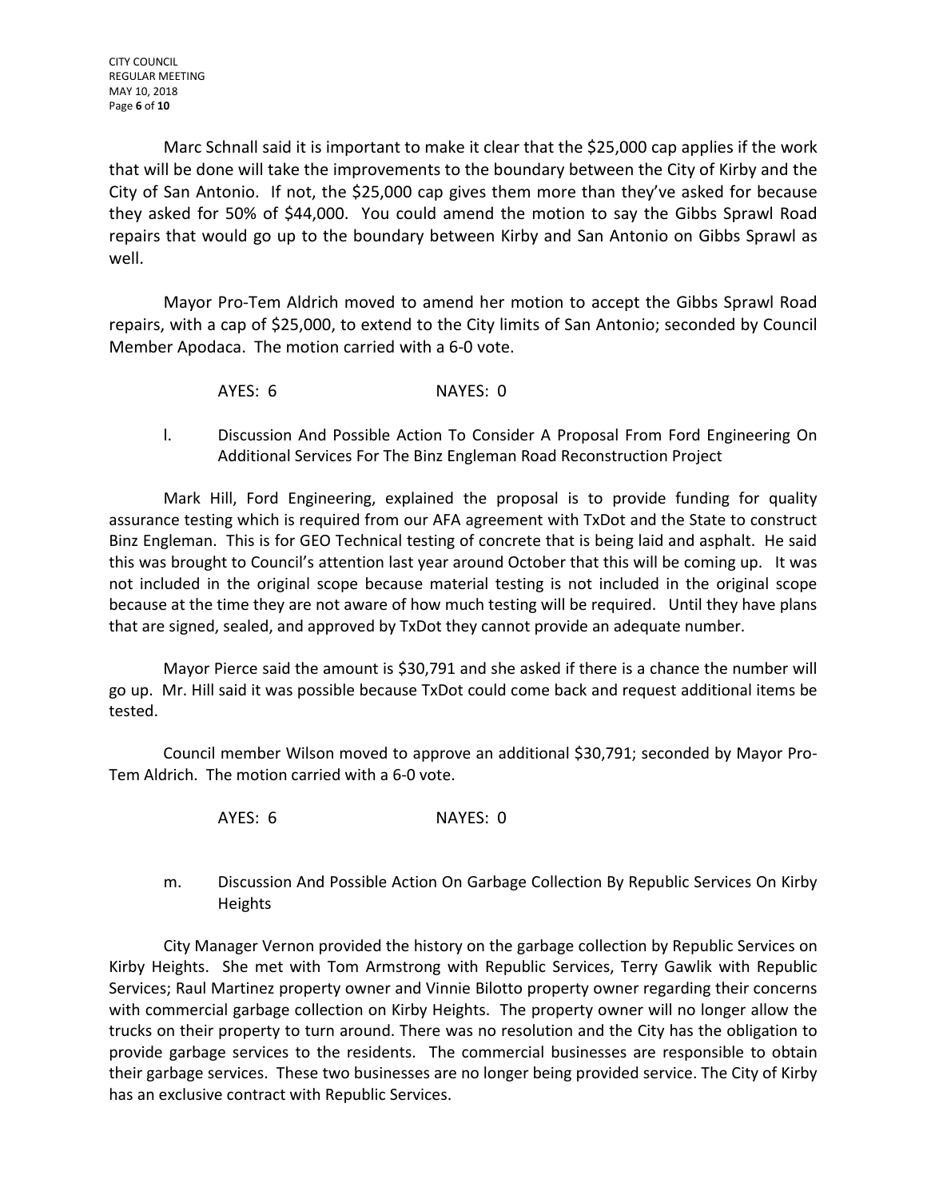Marc Schnall said it is important to make it clear that the $25,000 cap applies if the work that will be done will take the improvements to the boundary between the City of Kirby and the City of San Antonio. If not, the $25,000 cap gives them more than they've asked for because they asked for 50% of $44,000. You could amend the motion to say the Gibbs Sprawl Road repairs that would go up to the boundary between Kirby and San Antonio on Gibbs Sprawl as well.

Mayor Pro-Tem Aldrich moved to amend her motion to accept the Gibbs Sprawl Road repairs, with a cap of $25,000, to extend to the City limits of San Antonio; seconded by Council Member Apodaca. The motion carried with a 6-0 vote.

AYES: 6 NAYES: 0

l. Discussion And Possible Action To Consider A Proposal From Ford Engineering On Additional Services For The Binz Engleman Road Reconstruction Project

Mark Hill, Ford Engineering, explained the proposal is to provide funding for quality assurance testing which is required from our AFA agreement with TxDot and the State to construct Binz Engleman. This is for GEO Technical testing of concrete that is being laid and asphalt. He said this was brought to Council's attention last year around October that this will be coming up. It was not included in the original scope because material testing is not included in the original scope because at the time they are not aware of how much testing will be required. Until they have plans that are signed, sealed, and approved by TxDot they cannot provide an adequate number.

Mayor Pierce said the amount is $30,791 and she asked if there is a chance the number will go up. Mr. Hill said it was possible because TxDot could come back and request additional items be tested.

Council member Wilson moved to approve an additional $30,791; seconded by Mayor Pro-Tem Aldrich. The motion carried with a 6-0 vote.

AYES: 6 NAYES: 0

m. Discussion And Possible Action On Garbage Collection By Republic Services On Kirby Heights

City Manager Vernon provided the history on the garbage collection by Republic Services on Kirby Heights. She met with Tom Armstrong with Republic Services, Terry Gawlik with Republic Services; Raul Martinez property owner and Vinnie Bilotto property owner regarding their concerns with commercial garbage collection on Kirby Heights. The property owner will no longer allow the trucks on their property to turn around. There was no resolution and the City has the obligation to provide garbage services to the residents. The commercial businesses are responsible to obtain their garbage services. These two businesses are no longer being provided service. The City of Kirby has an exclusive contract with Republic Services.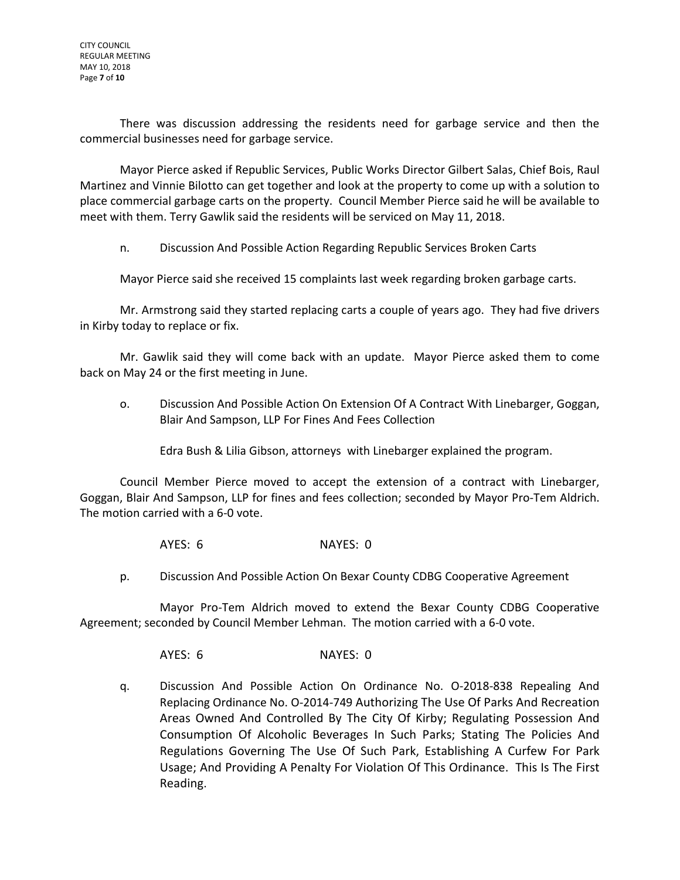There was discussion addressing the residents need for garbage service and then the commercial businesses need for garbage service.

Mayor Pierce asked if Republic Services, Public Works Director Gilbert Salas, Chief Bois, Raul Martinez and Vinnie Bilotto can get together and look at the property to come up with a solution to place commercial garbage carts on the property. Council Member Pierce said he will be available to meet with them. Terry Gawlik said the residents will be serviced on May 11, 2018.

n. Discussion And Possible Action Regarding Republic Services Broken Carts

Mayor Pierce said she received 15 complaints last week regarding broken garbage carts.

Mr. Armstrong said they started replacing carts a couple of years ago. They had five drivers in Kirby today to replace or fix.

Mr. Gawlik said they will come back with an update. Mayor Pierce asked them to come back on May 24 or the first meeting in June.

o. Discussion And Possible Action On Extension Of A Contract With Linebarger, Goggan, Blair And Sampson, LLP For Fines And Fees Collection

Edra Bush & Lilia Gibson, attorneys with Linebarger explained the program.

Council Member Pierce moved to accept the extension of a contract with Linebarger, Goggan, Blair And Sampson, LLP for fines and fees collection; seconded by Mayor Pro-Tem Aldrich. The motion carried with a 6-0 vote.

AYES: 6 NAYES: 0

p. Discussion And Possible Action On Bexar County CDBG Cooperative Agreement

Mayor Pro-Tem Aldrich moved to extend the Bexar County CDBG Cooperative Agreement; seconded by Council Member Lehman. The motion carried with a 6-0 vote.

AYES: 6 NAYES: 0

q. Discussion And Possible Action On Ordinance No. O-2018-838 Repealing And Replacing Ordinance No. O-2014-749 Authorizing The Use Of Parks And Recreation Areas Owned And Controlled By The City Of Kirby; Regulating Possession And Consumption Of Alcoholic Beverages In Such Parks; Stating The Policies And Regulations Governing The Use Of Such Park, Establishing A Curfew For Park Usage; And Providing A Penalty For Violation Of This Ordinance. This Is The First Reading.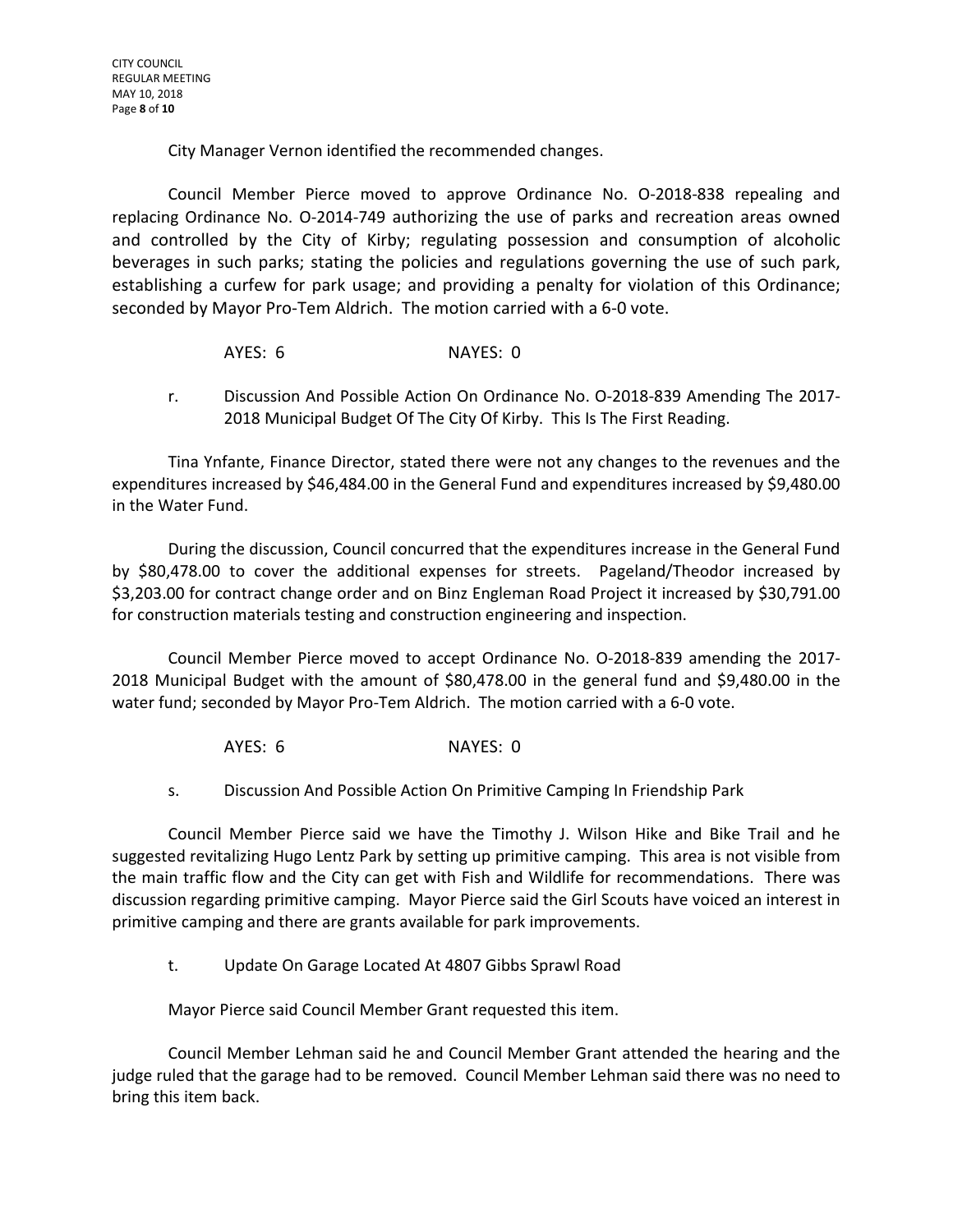City Manager Vernon identified the recommended changes.

Council Member Pierce moved to approve Ordinance No. O-2018-838 repealing and replacing Ordinance No. O-2014-749 authorizing the use of parks and recreation areas owned and controlled by the City of Kirby; regulating possession and consumption of alcoholic beverages in such parks; stating the policies and regulations governing the use of such park, establishing a curfew for park usage; and providing a penalty for violation of this Ordinance; seconded by Mayor Pro-Tem Aldrich. The motion carried with a 6-0 vote.

AYES: 6 NAYES: 0

r. Discussion And Possible Action On Ordinance No. O-2018-839 Amending The 2017-2018 Municipal Budget Of The City Of Kirby. This Is The First Reading.

Tina Ynfante, Finance Director, stated there were not any changes to the revenues and the expenditures increased by $46,484.00 in the General Fund and expenditures increased by $9,480.00 in the Water Fund.

During the discussion, Council concurred that the expenditures increase in the General Fund by $80,478.00 to cover the additional expenses for streets. Pageland/Theodor increased by $3,203.00 for contract change order and on Binz Engleman Road Project it increased by $30,791.00 for construction materials testing and construction engineering and inspection.

Council Member Pierce moved to accept Ordinance No. O-2018-839 amending the 2017-2018 Municipal Budget with the amount of $80,478.00 in the general fund and $9,480.00 in the water fund; seconded by Mayor Pro-Tem Aldrich. The motion carried with a 6-0 vote.

AYES: 6 NAYES: 0

s. Discussion And Possible Action On Primitive Camping In Friendship Park

Council Member Pierce said we have the Timothy J. Wilson Hike and Bike Trail and he suggested revitalizing Hugo Lentz Park by setting up primitive camping. This area is not visible from the main traffic flow and the City can get with Fish and Wildlife for recommendations. There was discussion regarding primitive camping. Mayor Pierce said the Girl Scouts have voiced an interest in primitive camping and there are grants available for park improvements.

t. Update On Garage Located At 4807 Gibbs Sprawl Road

Mayor Pierce said Council Member Grant requested this item.

Council Member Lehman said he and Council Member Grant attended the hearing and the judge ruled that the garage had to be removed. Council Member Lehman said there was no need to bring this item back.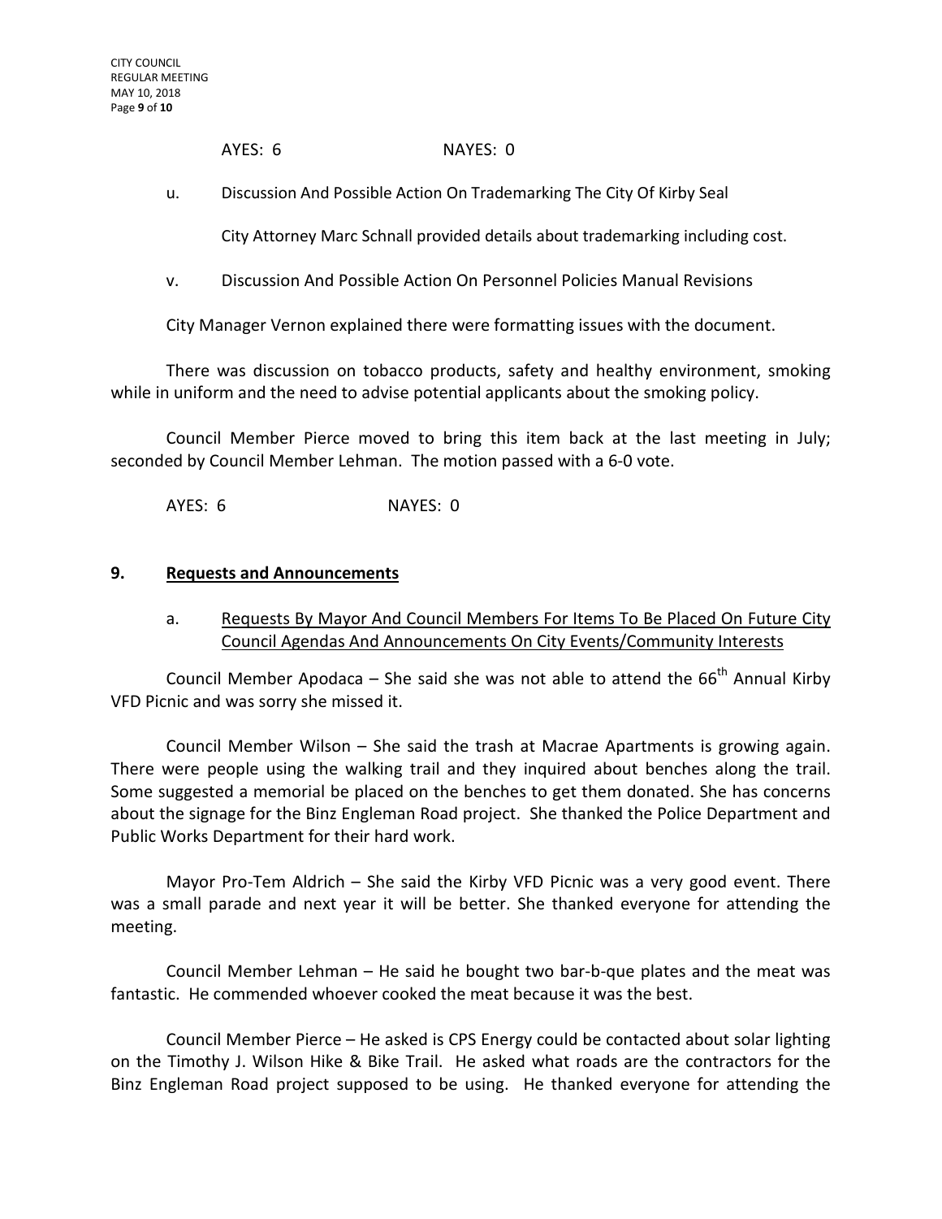AYES: 6 NAYES: 0

u. Discussion And Possible Action On Trademarking The City Of Kirby Seal

City Attorney Marc Schnall provided details about trademarking including cost.

v. Discussion And Possible Action On Personnel Policies Manual Revisions

City Manager Vernon explained there were formatting issues with the document.

There was discussion on tobacco products, safety and healthy environment, smoking while in uniform and the need to advise potential applicants about the smoking policy.

Council Member Pierce moved to bring this item back at the last meeting in July; seconded by Council Member Lehman. The motion passed with a 6-0 vote.

AYES: 6 NAYES: 0

## 9. Requests and Announcements

a. Requests By Mayor And Council Members For Items To Be Placed On Future City Council Agendas And Announcements On City Events/Community Interests

Council Member Apodaca – She said she was not able to attend the 66th Annual Kirby VFD Picnic and was sorry she missed it.

Council Member Wilson – She said the trash at Macrae Apartments is growing again. There were people using the walking trail and they inquired about benches along the trail. Some suggested a memorial be placed on the benches to get them donated. She has concerns about the signage for the Binz Engleman Road project. She thanked the Police Department and Public Works Department for their hard work.

Mayor Pro-Tem Aldrich – She said the Kirby VFD Picnic was a very good event. There was a small parade and next year it will be better. She thanked everyone for attending the meeting.

Council Member Lehman – He said he bought two bar-b-que plates and the meat was fantastic. He commended whoever cooked the meat because it was the best.

Council Member Pierce – He asked is CPS Energy could be contacted about solar lighting on the Timothy J. Wilson Hike & Bike Trail. He asked what roads are the contractors for the Binz Engleman Road project supposed to be using. He thanked everyone for attending the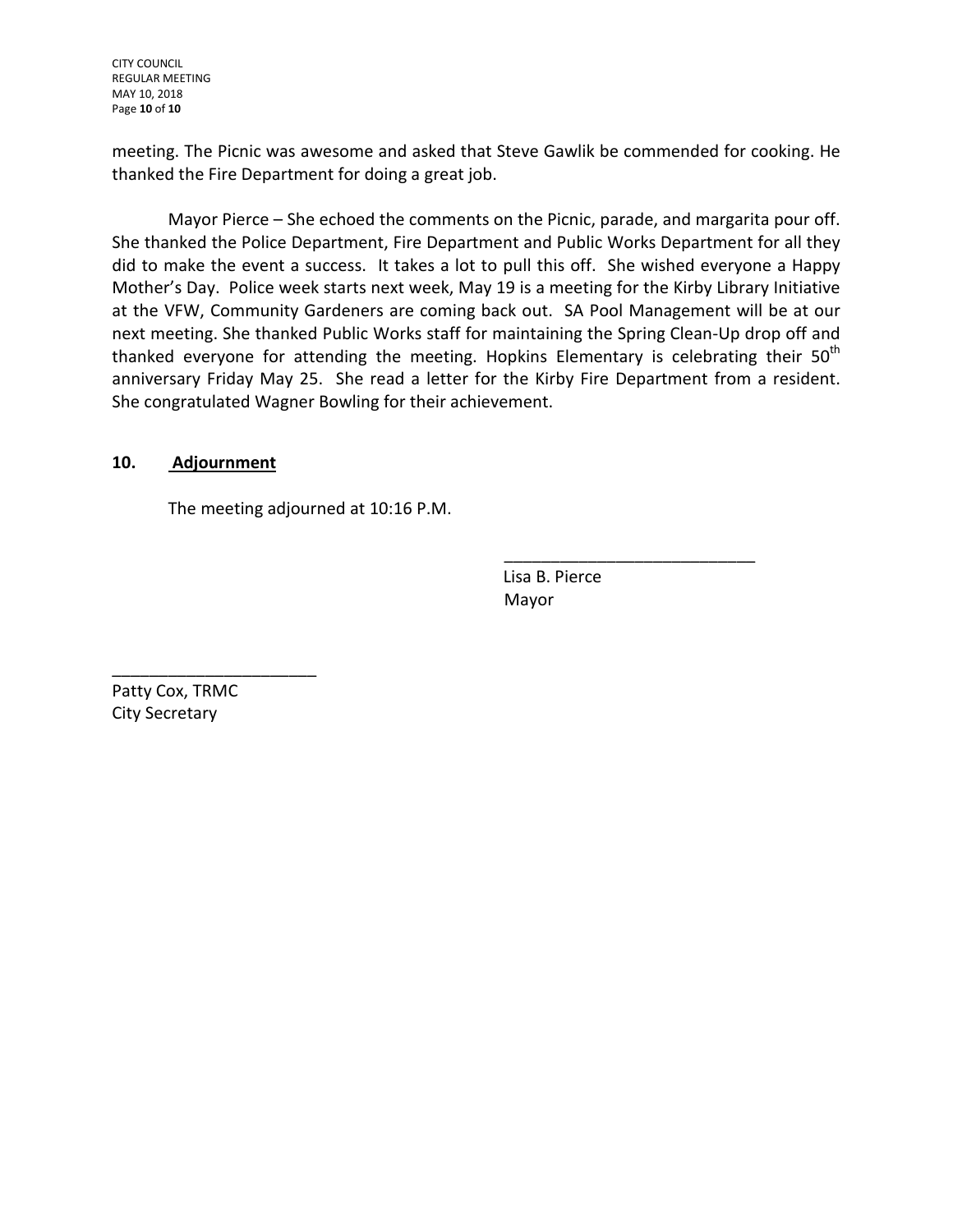meeting. The Picnic was awesome and asked that Steve Gawlik be commended for cooking. He thanked the Fire Department for doing a great job.

Mayor Pierce – She echoed the comments on the Picnic, parade, and margarita pour off. She thanked the Police Department, Fire Department and Public Works Department for all they did to make the event a success. It takes a lot to pull this off. She wished everyone a Happy Mother's Day. Police week starts next week, May 19 is a meeting for the Kirby Library Initiative at the VFW, Community Gardeners are coming back out. SA Pool Management will be at our next meeting. She thanked Public Works staff for maintaining the Spring Clean-Up drop off and thanked everyone for attending the meeting. Hopkins Elementary is celebrating their 50th anniversary Friday May 25. She read a letter for the Kirby Fire Department from a resident. She congratulated Wagner Bowling for their achievement.

## 10. Adjournment

The meeting adjourned at 10:16 P.M.

\_\_\_\_\_\_\_\_\_\_\_\_\_\_\_\_\_\_\_\_\_\_\_\_\_\_\_\_
Lisa B. Pierce
Mayor

\_\_\_\_\_\_\_\_\_\_\_\_\_\_\_\_\_\_\_\_\_\_\_
Patty Cox, TRMC
City Secretary